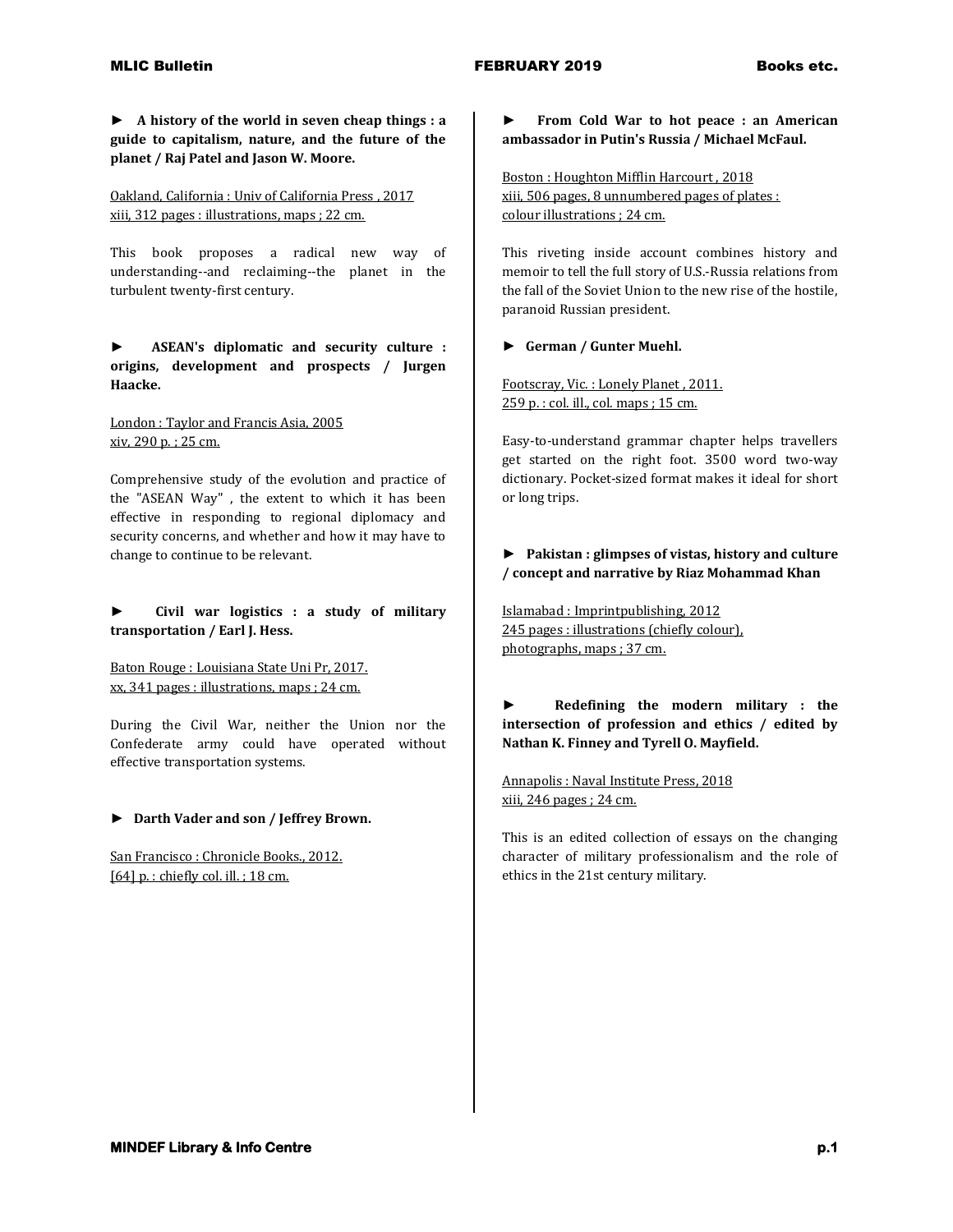► **A history of the world in seven cheap things : a guide to capitalism, nature, and the future of the planet / Raj Patel and Jason W. Moore.**

Oakland, California : Univ of California Press , 2017
xiii, 312 pages : illustrations, maps ; 22 cm.

This book proposes a radical new way of understanding--and reclaiming--the planet in the turbulent twenty-first century.

► **ASEAN's diplomatic and security culture : origins, development and prospects / Jurgen Haacke.**

London : Taylor and Francis Asia, 2005
xiv, 290 p. ; 25 cm.

Comprehensive study of the evolution and practice of the "ASEAN Way" , the extent to which it has been effective in responding to regional diplomacy and security concerns, and whether and how it may have to change to continue to be relevant.

► **Civil war logistics : a study of military transportation / Earl J. Hess.**

Baton Rouge : Louisiana State Uni Pr, 2017.
xx, 341 pages : illustrations, maps ; 24 cm.

During the Civil War, neither the Union nor the Confederate army could have operated without effective transportation systems.

► **Darth Vader and son / Jeffrey Brown.**

San Francisco : Chronicle Books., 2012.
[64] p. : chiefly col. ill. ; 18 cm.

► **From Cold War to hot peace : an American ambassador in Putin's Russia / Michael McFaul.**

Boston : Houghton Mifflin Harcourt , 2018
xiii, 506 pages, 8 unnumbered pages of plates : colour illustrations ; 24 cm.

This riveting inside account combines history and memoir to tell the full story of U.S.-Russia relations from the fall of the Soviet Union to the new rise of the hostile, paranoid Russian president.

► **German / Gunter Muehl.**

Footscray, Vic. : Lonely Planet , 2011.
259 p. : col. ill., col. maps ; 15 cm.

Easy-to-understand grammar chapter helps travellers get started on the right foot. 3500 word two-way dictionary. Pocket-sized format makes it ideal for short or long trips.

► **Pakistan : glimpses of vistas, history and culture / concept and narrative by Riaz Mohammad Khan**

Islamabad : Imprintpublishing, 2012
245 pages : illustrations (chiefly colour), photographs, maps ; 37 cm.

► **Redefining the modern military : the intersection of profession and ethics / edited by Nathan K. Finney and Tyrell O. Mayfield.**

Annapolis : Naval Institute Press, 2018
xiii, 246 pages ; 24 cm.

This is an edited collection of essays on the changing character of military professionalism and the role of ethics in the 21st century military.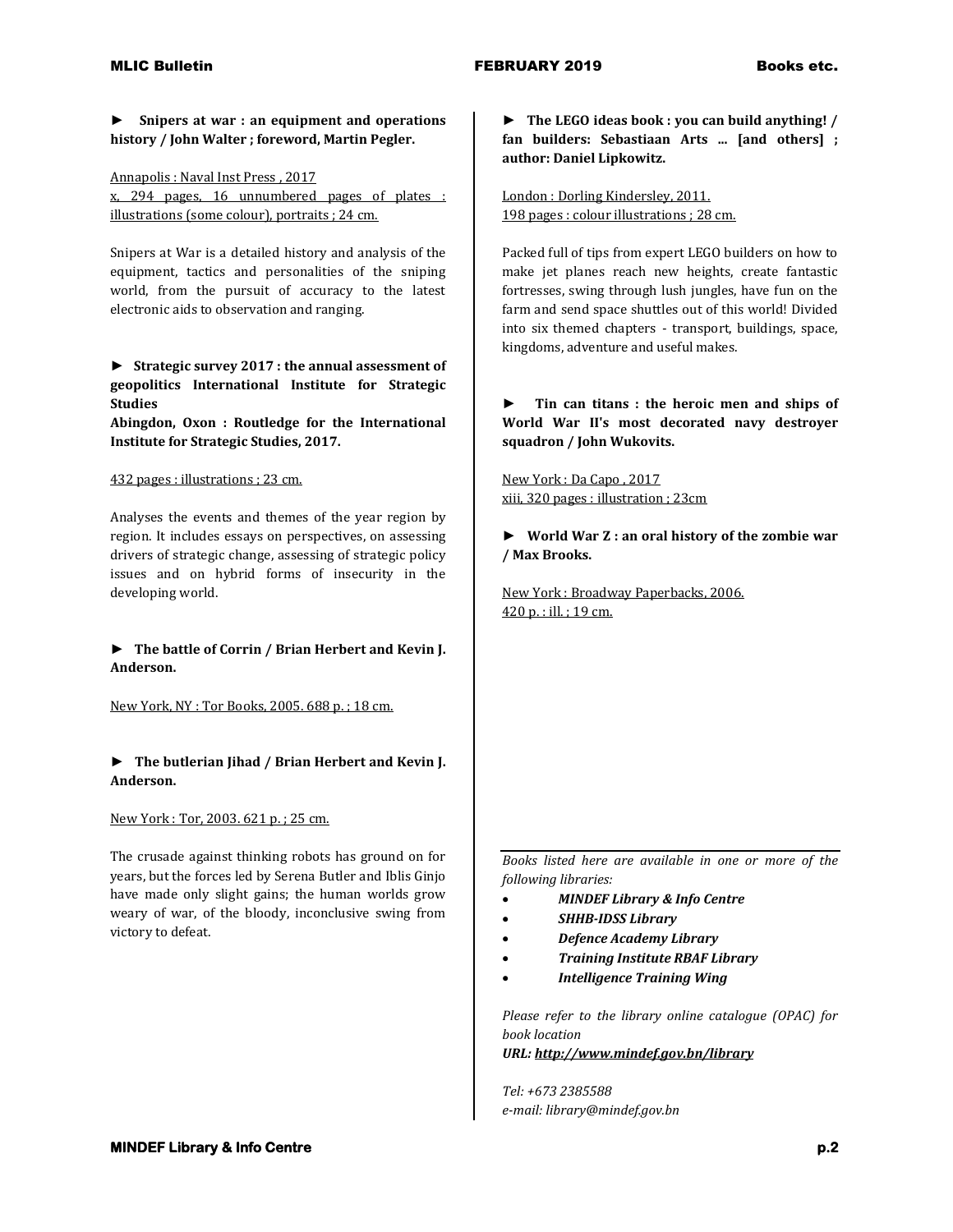► **Snipers at war : an equipment and operations history / John Walter ; foreword, Martin Pegler.**

Annapolis : Naval Inst Press , 2017
x, 294 pages, 16 unnumbered pages of plates : illustrations (some colour), portraits ; 24 cm.

Snipers at War is a detailed history and analysis of the equipment, tactics and personalities of the sniping world, from the pursuit of accuracy to the latest electronic aids to observation and ranging.

► **Strategic survey 2017 : the annual assessment of geopolitics International Institute for Strategic Studies**
**Abingdon, Oxon : Routledge for the International Institute for Strategic Studies, 2017.**

432 pages : illustrations ; 23 cm.

Analyses the events and themes of the year region by region. It includes essays on perspectives, on assessing drivers of strategic change, assessing of strategic policy issues and on hybrid forms of insecurity in the developing world.

► **The battle of Corrin / Brian Herbert and Kevin J. Anderson.**

New York, NY : Tor Books, 2005. 688 p. ; 18 cm.

► **The butlerian Jihad / Brian Herbert and Kevin J. Anderson.**

New York : Tor, 2003. 621 p. ; 25 cm.

The crusade against thinking robots has ground on for years, but the forces led by Serena Butler and Iblis Ginjo have made only slight gains; the human worlds grow weary of war, of the bloody, inconclusive swing from victory to defeat.

► **The LEGO ideas book : you can build anything! / fan builders: Sebastiaan Arts ... [and others] ; author: Daniel Lipkowitz.**

London : Dorling Kindersley, 2011.
198 pages : colour illustrations ; 28 cm.

Packed full of tips from expert LEGO builders on how to make jet planes reach new heights, create fantastic fortresses, swing through lush jungles, have fun on the farm and send space shuttles out of this world! Divided into six themed chapters - transport, buildings, space, kingdoms, adventure and useful makes.

► **Tin can titans : the heroic men and ships of World War II's most decorated navy destroyer squadron / John Wukovits.**

New York : Da Capo , 2017
xiii, 320 pages : illustration ; 23cm

► **World War Z : an oral history of the zombie war / Max Brooks.**

New York : Broadway Paperbacks, 2006.
420 p. : ill. ; 19 cm.

---

*Books listed here are available in one or more of the following libraries:*

- ***MINDEF Library & Info Centre***
- ***SHHB-IDSS Library***
- ***Defence Academy Library***
- ***Training Institute RBAF Library***
- ***Intelligence Training Wing***

*Please refer to the library online catalogue (OPAC) for book location*
***URL: http://www.mindef.gov.bn/library***

*Tel: +673 2385588*
*e-mail: library@mindef.gov.bn*